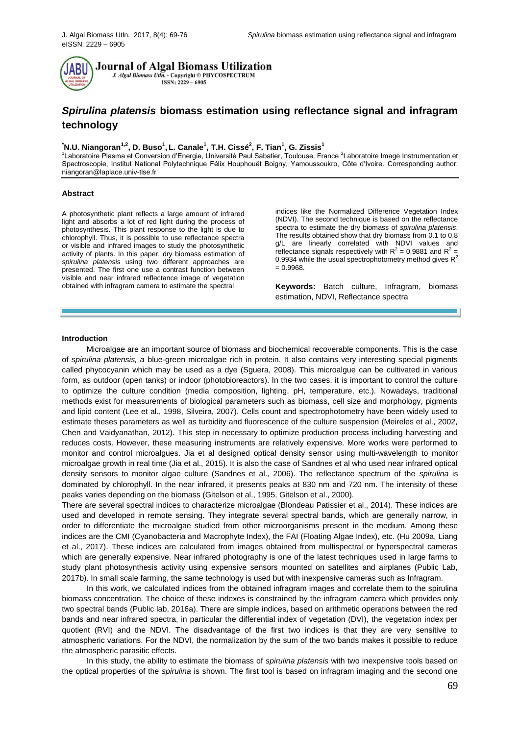# *Spirulina platensis* biomass estimation using reflectance signal and infragram technology

**[*]N.U. Niangoran[1,2], D. Buso[1], L. Canale[1], T.H. Cissé[2], F. Tian[1], G. Zissis[1]**

[1]Laboratoire Plasma et Conversion d'Energie, Université Paul Sabatier, Toulouse, France [2]Laboratoire Image Instrumentation et Spectroscopie, Institut National Polytechnique Félix Houphouët Boigny, Yamoussoukro, Côte d'Ivoire. Corresponding author: niangoran@laplace.univ-tlse.fr

## Abstract

A photosynthetic plant reflects a large amount of infrared light and absorbs a lot of red light during the process of photosynthesis. This plant response to the light is due to chlorophyll. Thus, it is possible to use reflectance spectra or visible and infrared images to study the photosynthetic activity of plants. In this paper, dry biomass estimation of *spirulina platensis* using two different approaches are presented. The first one use a contrast function between visible and near infrared reflectance image of vegetation obtained with infragram camera to estimate the spectral indices like the Normalized Difference Vegetation Index (NDVI). The second technique is based on the reflectance spectra to estimate the dry biomass of *spirulina platensis*. The results obtained show that dry biomass from 0.1 to 0.8 g/L are linearly correlated with NDVI values and reflectance signals respectively with $R^2 = 0.9881$ and $R^2 = 0.9934$ while the usual spectrophotometry method gives $R^2 = 0.9968$.

**Keywords:** Batch culture, Infragram, biomass estimation, NDVI, Reflectance spectra

## Introduction

Microalgae are an important source of biomass and biochemical recoverable components. This is the case of *spirulina platensis, a* blue-green microalgae rich in protein. It also contains very interesting special pigments called phycocyanin which may be used as a dye (Sguera, 2008). This microalgue can be cultivated in various form, as outdoor (open tanks) or indoor (photobioreactors). In the two cases, it is important to control the culture to optimize the culture condition (media composition, lighting, pH, temperature, etc.). Nowadays, traditional methods exist for measurements of biological parameters such as biomass, cell size and morphology, pigments and lipid content (Lee et al., 1998, Silveira, 2007). Cells count and spectrophotometry have been widely used to estimate theses parameters as well as turbidity and fluorescence of the culture suspension (Meireles et al., 2002, Chen and Vaidyanathan, 2012). This step in necessary to optimize production process including harvesting and reduces costs. However, these measuring instruments are relatively expensive. More works were performed to monitor and control microalgues. Jia et al designed optical density sensor using multi-wavelength to monitor microalgae growth in real time (Jia et al., 2015). It is also the case of Sandnes et al who used near infrared optical density sensors to monitor algae culture (Sandnes et al., 2006). The reflectance spectrum of the *spirulina* is dominated by chlorophyll. In the near infrared, it presents peaks at 830 nm and 720 nm. The intensity of these peaks varies depending on the biomass (Gitelson et al., 1995, Gitelson et al., 2000).

There are several spectral indices to characterize microalgae (Blondeau Patissier et al., 2014). These indices are used and developed in remote sensing. They integrate several spectral bands, which are generally narrow, in order to differentiate the microalgae studied from other microorganisms present in the medium. Among these indices are the CMI (Cyanobacteria and Macrophyte Index), the FAI (Floating Algae Index), etc. (Hu 2009a, Liang et al., 2017). These indices are calculated from images obtained from multispectral or hyperspectral cameras which are generally expensive. Near infrared photography is one of the latest techniques used in large farms to study plant photosynthesis activity using expensive sensors mounted on satellites and airplanes (Public Lab, 2017b). In small scale farming, the same technology is used but with inexpensive cameras such as Infragram.

In this work, we calculated indices from the obtained infragram images and correlate them to the spirulina biomass concentration. The choice of these indexes is constrained by the infragram camera which provides only two spectral bands (Public lab, 2016a). There are simple indices, based on arithmetic operations between the red bands and near infrared spectra, in particular the differential index of vegetation (DVI), the vegetation index per quotient (RVI) and the NDVI. The disadvantage of the first two indices is that they are very sensitive to atmospheric variations. For the NDVI, the normalization by the sum of the two bands makes it possible to reduce the atmospheric parasitic effects.

In this study, the ability to estimate the biomass of *spirulina platensis* with two inexpensive tools based on the optical properties of the *spirulina* is shown. The first tool is based on infragram imaging and the second one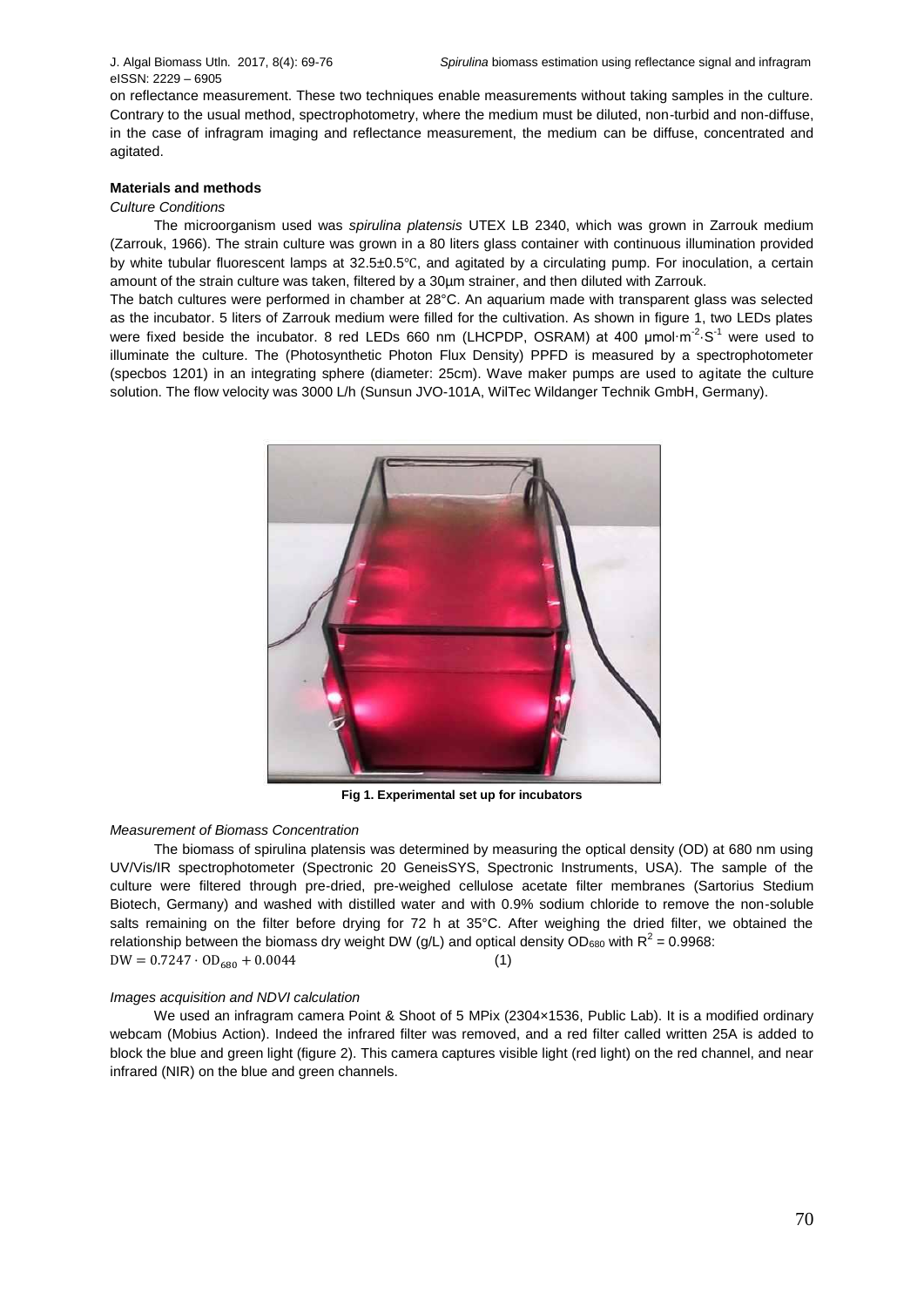on reflectance measurement. These two techniques enable measurements without taking samples in the culture. Contrary to the usual method, spectrophotometry, where the medium must be diluted, non-turbid and non-diffuse, in the case of infragram imaging and reflectance measurement, the medium can be diffuse, concentrated and agitated.

**Materials and methods**

*Culture Conditions*

The microorganism used was *spirulina platensis* UTEX LB 2340, which was grown in Zarrouk medium (Zarrouk, 1966). The strain culture was grown in a 80 liters glass container with continuous illumination provided by white tubular fluorescent lamps at 32.5±0.5℃, and agitated by a circulating pump. For inoculation, a certain amount of the strain culture was taken, filtered by a 30µm strainer, and then diluted with Zarrouk.

The batch cultures were performed in chamber at 28°C. An aquarium made with transparent glass was selected as the incubator. 5 liters of Zarrouk medium were filled for the cultivation. As shown in figure 1, two LEDs plates were fixed beside the incubator. 8 red LEDs 660 nm (LHCPDP, OSRAM) at 400 $\mu mol \cdot m^{-2} \cdot S^{-1}$ were used to illuminate the culture. The (Photosynthetic Photon Flux Density) PPFD is measured by a spectrophotometer (specbos 1201) in an integrating sphere (diameter: 25cm). Wave maker pumps are used to agitate the culture solution. The flow velocity was 3000 L/h (Sunsun JVO-101A, WilTec Wildanger Technik GmbH, Germany).

**Fig 1. Experimental set up for incubators**

*Measurement of Biomass Concentration*

The biomass of spirulina platensis was determined by measuring the optical density (OD) at 680 nm using UV/Vis/IR spectrophotometer (Spectronic 20 GeneisSYS, Spectronic Instruments, USA). The sample of the culture were filtered through pre-dried, pre-weighed cellulose acetate filter membranes (Sartorius Stedium Biotech, Germany) and washed with distilled water and with 0.9% sodium chloride to remove the non-soluble salts remaining on the filter before drying for 72 h at 35°C. After weighing the dried filter, we obtained the relationship between the biomass dry weight DW (g/L) and optical density $OD_{680}$ with $R^2 = 0.9968$:

$$DW = 0.7247 \cdot OD_{680} + 0.0044 \qquad (1)$$

*Images acquisition and NDVI calculation*

We used an infragram camera Point & Shoot of 5 MPix (2304×1536, Public Lab). It is a modified ordinary webcam (Mobius Action). Indeed the infrared filter was removed, and a red filter called written 25A is added to block the blue and green light (figure 2). This camera captures visible light (red light) on the red channel, and near infrared (NIR) on the blue and green channels.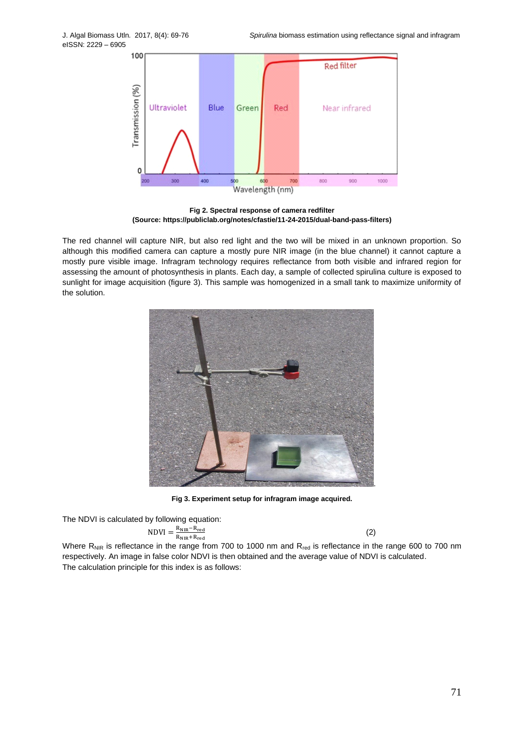100

0

Transmission (%)

Ultraviolet

Blue

Green

Red

Red filter

Near infrared

200 300 400 500 600 700 800 900 1000

Wavelength (nm)

**Fig 2. Spectral response of camera redfilter**
**(Source: https://publiclab.org/notes/cfastie/11-24-2015/dual-band-pass-filters)**

The red channel will capture NIR, but also red light and the two will be mixed in an unknown proportion. So although this modified camera can capture a mostly pure NIR image (in the blue channel) it cannot capture a mostly pure visible image. Infragram technology requires reflectance from both visible and infrared region for assessing the amount of photosynthesis in plants. Each day, a sample of collected spirulina culture is exposed to sunlight for image acquisition (figure 3). This sample was homogenized in a small tank to maximize uniformity of the solution.

**Fig 3. Experiment setup for infragram image acquired.**

The NDVI is calculated by following equation:

$$\mathrm{NDVI} = \frac{R_{NIR} - R_{red}}{R_{NIR} + R_{red}} \qquad (2)$$

Where $R_{NIR}$ is reflectance in the range from 700 to 1000 nm and $R_{red}$ is reflectance in the range 600 to 700 nm respectively. An image in false color NDVI is then obtained and the average value of NDVI is calculated.
The calculation principle for this index is as follows: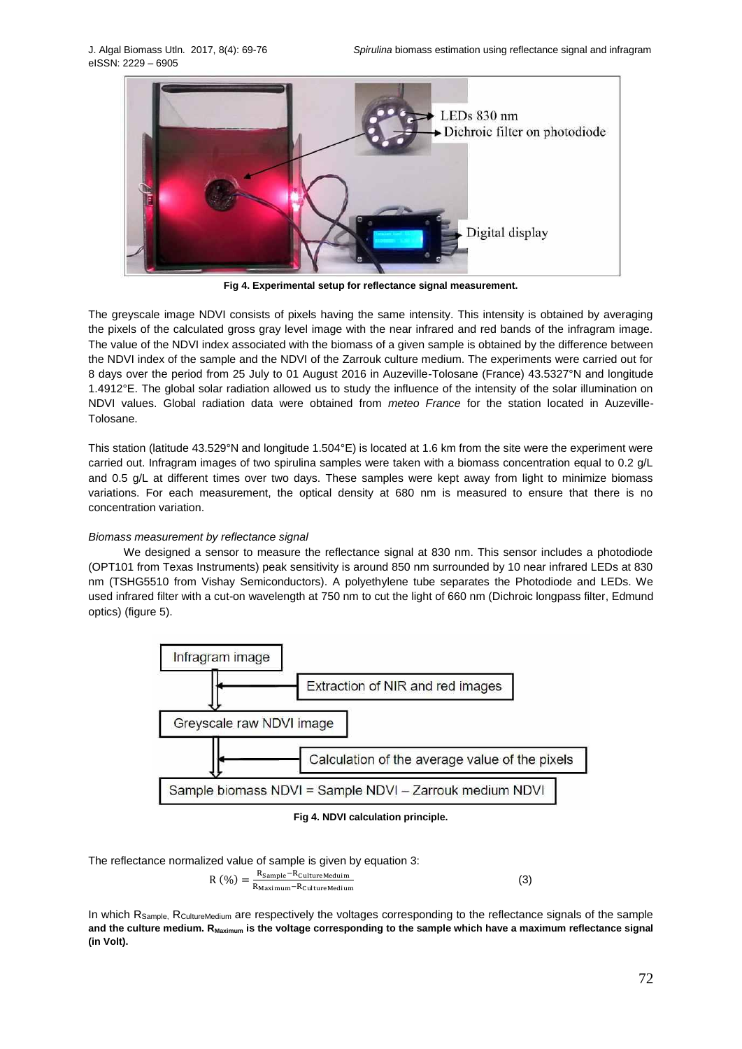LEDs 830 nm

Dichroic filter on photodiode

Digital display

**Fig 4. Experimental setup for reflectance signal measurement.**

The greyscale image NDVI consists of pixels having the same intensity. This intensity is obtained by averaging the pixels of the calculated gross gray level image with the near infrared and red bands of the infragram image. The value of the NDVI index associated with the biomass of a given sample is obtained by the difference between the NDVI index of the sample and the NDVI of the Zarrouk culture medium. The experiments were carried out for 8 days over the period from 25 July to 01 August 2016 in Auzeville-Tolosane (France) 43.5327°N and longitude 1.4912°E. The global solar radiation allowed us to study the influence of the intensity of the solar illumination on NDVI values. Global radiation data were obtained from *meteo France* for the station located in Auzeville-Tolosane.

This station (latitude 43.529°N and longitude 1.504°E) is located at 1.6 km from the site were the experiment were carried out. Infragram images of two spirulina samples were taken with a biomass concentration equal to 0.2 g/L and 0.5 g/L at different times over two days. These samples were kept away from light to minimize biomass variations. For each measurement, the optical density at 680 nm is measured to ensure that there is no concentration variation.

*Biomass measurement by reflectance signal*

We designed a sensor to measure the reflectance signal at 830 nm. This sensor includes a photodiode (OPT101 from Texas Instruments) peak sensitivity is around 850 nm surrounded by 10 near infrared LEDs at 830 nm (TSHG5510 from Vishay Semiconductors). A polyethylene tube separates the Photodiode and LEDs. We used infrared filter with a cut-on wavelength at 750 nm to cut the light of 660 nm (Dichroic longpass filter, Edmund optics) (figure 5).

Infragram image

Extraction of NIR and red images

Greyscale raw NDVI image

Calculation of the average value of the pixels

Sample biomass NDVI = Sample NDVI – Zarrouk medium NDVI

**Fig 4. NDVI calculation principle.**

The reflectance normalized value of sample is given by equation 3:

$$R\,(\%) = \frac{R_{Sample} - R_{CultureMeduim}}{R_{Maximum} - R_{CultureMedium}} \qquad (3)$$

In which $R_{Sample}$, $R_{CultureMedium}$ are respectively the voltages corresponding to the reflectance signals of the sample **and the culture medium. $R_{Maximum}$ is the voltage corresponding to the sample which have a maximum reflectance signal (in Volt).**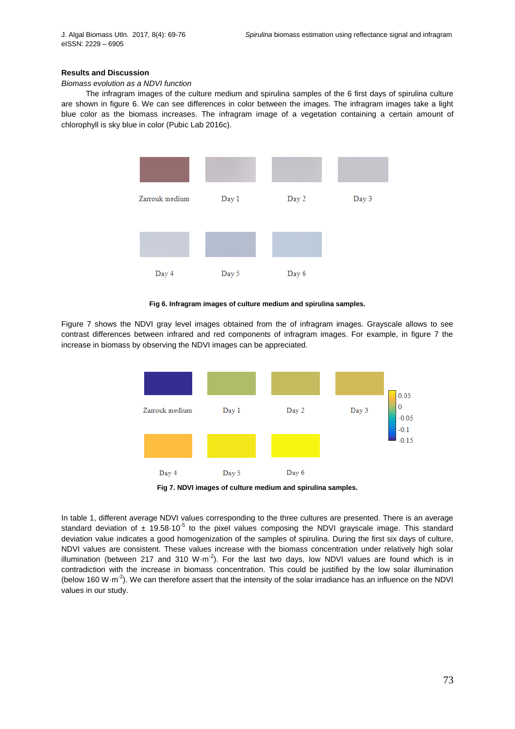## Results and Discussion

*Biomass evolution as a NDVI function*

The infragram images of the culture medium and spirulina samples of the 6 first days of spirulina culture are shown in figure 6. We can see differences in color between the images. The infragram images take a light blue color as the biomass increases. The infragram image of a vegetation containing a certain amount of chlorophyll is sky blue in color (Pubic Lab 2016c).

Zarrouk medium

Day 1

Day 2

Day 3

Day 4

Day 5

Day 6

**Fig 6. Infragram images of culture medium and spirulina samples.**

Figure 7 shows the NDVI gray level images obtained from the of infragram images. Grayscale allows to see contrast differences between infrared and red components of infragram images. For example, in figure 7 the increase in biomass by observing the NDVI images can be appreciated.

Zarrouk medium

Day 1

Day 2

Day 3

Day 4

Day 5

Day 6

0.05
0
-0.05
-0.1
-0.15

**Fig 7. NDVI images of culture medium and spirulina samples.**

In table 1, different average NDVI values corresponding to the three cultures are presented. There is an average standard deviation of $\pm$ $19.58 \cdot 10^{-5}$ to the pixel values composing the NDVI grayscale image. This standard deviation value indicates a good homogenization of the samples of spirulina. During the first six days of culture, NDVI values are consistent. These values increase with the biomass concentration under relatively high solar illumination (between 217 and 310 $W \cdot m^{-2}$). For the last two days, low NDVI values are found which is in contradiction with the increase in biomass concentration. This could be justified by the low solar illumination (below 160 $W \cdot m^{-2}$). We can therefore assert that the intensity of the solar irradiance has an influence on the NDVI values in our study.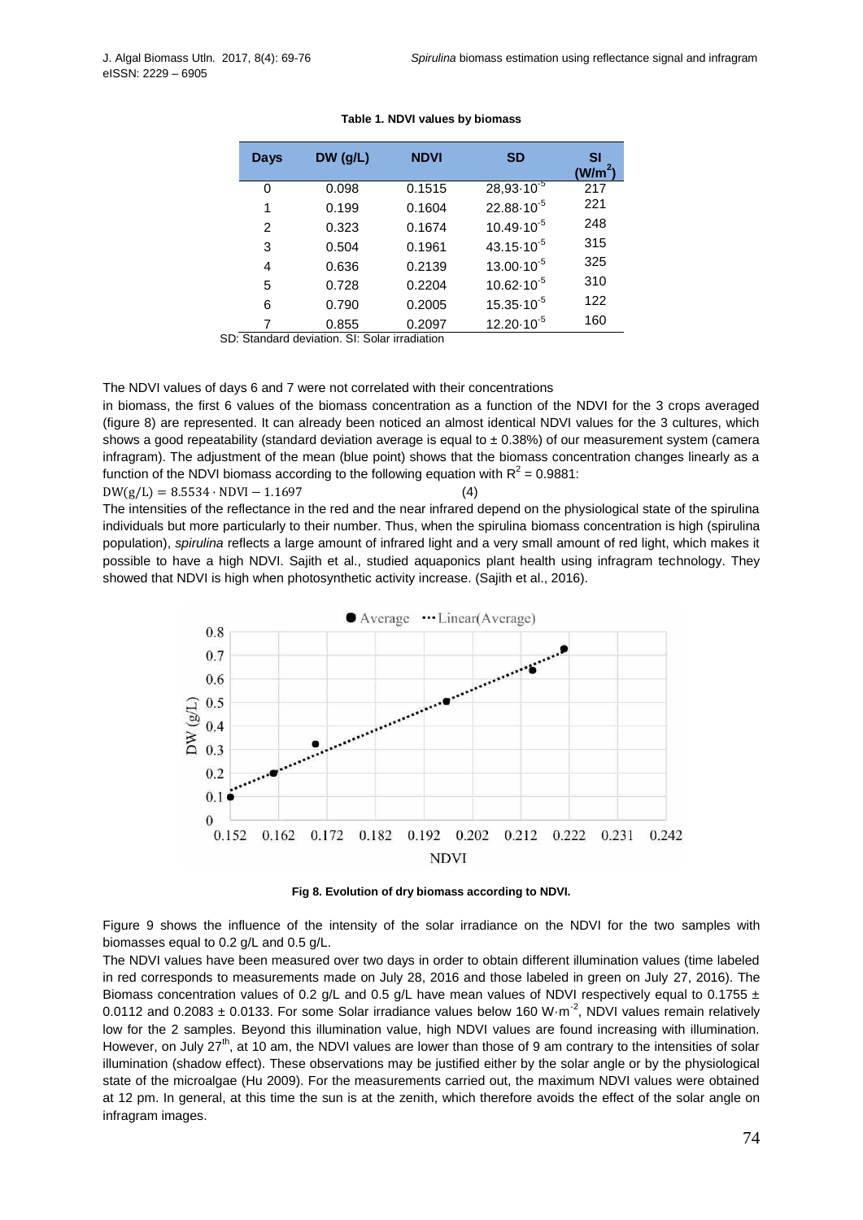**Table 1. NDVI values by biomass**

| Days | DW (g/L) | NDVI | SD | SI ($W/m^2$) |
|---|---|---|---|---|
| 0 | 0.098 | 0.1515 | $28{,}93 \cdot 10^{-5}$ | 217 |
| 1 | 0.199 | 0.1604 | $22.88 \cdot 10^{-5}$ | 221 |
| 2 | 0.323 | 0.1674 | $10.49 \cdot 10^{-5}$ | 248 |
| 3 | 0.504 | 0.1961 | $43.15 \cdot 10^{-5}$ | 315 |
| 4 | 0.636 | 0.2139 | $13.00 \cdot 10^{-5}$ | 325 |
| 5 | 0.728 | 0.2204 | $10.62 \cdot 10^{-5}$ | 310 |
| 6 | 0.790 | 0.2005 | $15.35 \cdot 10^{-5}$ | 122 |
| 7 | 0.855 | 0.2097 | $12.20 \cdot 10^{-5}$ | 160 |

SD: Standard deviation. SI: Solar irradiation

The NDVI values of days 6 and 7 were not correlated with their concentrations in biomass, the first 6 values of the biomass concentration as a function of the NDVI for the 3 crops averaged (figure 8) are represented. It can already been noticed an almost identical NDVI values for the 3 cultures, which shows a good repeatability (standard deviation average is equal to ± 0.38%) of our measurement system (camera infragram). The adjustment of the mean (blue point) shows that the biomass concentration changes linearly as a function of the NDVI biomass according to the following equation with $R^2 = 0.9881$:

$$DW(g/L) = 8.5534 \cdot NDVI - 1.1697 \qquad (4)$$

The intensities of the reflectance in the red and the near infrared depend on the physiological state of the spirulina individuals but more particularly to their number. Thus, when the spirulina biomass concentration is high (spirulina population), *spirulina* reflects a large amount of infrared light and a very small amount of red light, which makes it possible to have a high NDVI. Sajith et al., studied aquaponics plant health using infragram technology. They showed that NDVI is high when photosynthetic activity increase. (Sajith et al., 2016).

● Average ··· Linear(Average)

DW (g/L)

0.8
0.7
0.6
0.5
0.4
0.3
0.2
0.1
0

0.152 0.162 0.172 0.182 0.192 0.202 0.212 0.222 0.231 0.242

NDVI

**Fig 8. Evolution of dry biomass according to NDVI.**

Figure 9 shows the influence of the intensity of the solar irradiance on the NDVI for the two samples with biomasses equal to 0.2 g/L and 0.5 g/L.

The NDVI values have been measured over two days in order to obtain different illumination values (time labeled in red corresponds to measurements made on July 28, 2016 and those labeled in green on July 27, 2016). The Biomass concentration values of 0.2 g/L and 0.5 g/L have mean values of NDVI respectively equal to 0.1755 ± 0.0112 and 0.2083 ± 0.0133. For some Solar irradiance values below 160 $W \cdot m^{-2}$, NDVI values remain relatively low for the 2 samples. Beyond this illumination value, high NDVI values are found increasing with illumination. However, on July 27th, at 10 am, the NDVI values are lower than those of 9 am contrary to the intensities of solar illumination (shadow effect). These observations may be justified either by the solar angle or by the physiological state of the microalgae (Hu 2009). For the measurements carried out, the maximum NDVI values were obtained at 12 pm. In general, at this time the sun is at the zenith, which therefore avoids the effect of the solar angle on infragram images.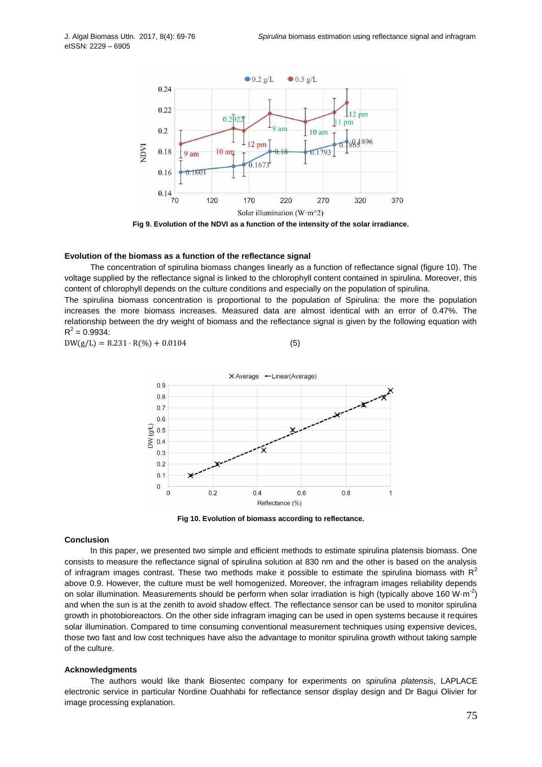Fig 9. Evolution of the NDVI as a function of the intensity of the solar irradiance.

### Evolution of the biomass as a function of the reflectance signal

The concentration of spirulina biomass changes linearly as a function of reflectance signal (figure 10). The voltage supplied by the reflectance signal is linked to the chlorophyll content contained in spirulina. Moreover, this content of chlorophyll depends on the culture conditions and especially on the population of spirulina.

The spirulina biomass concentration is proportional to the population of Spirulina: the more the population increases the more biomass increases. Measured data are almost identical with an error of 0.47%. The relationship between the dry weight of biomass and the reflectance signal is given by the following equation with $R^2 = 0.9934$:

$$DW(g/L) = 8.231 \cdot R(\%) + 0.0104 \quad (5)$$

Fig 10. Evolution of biomass according to reflectance.

### Conclusion

In this paper, we presented two simple and efficient methods to estimate spirulina platensis biomass. One consists to measure the reflectance signal of spirulina solution at 830 nm and the other is based on the analysis of infragram images contrast. These two methods make it possible to estimate the spirulina biomass with $R^2$ above 0.9. However, the culture must be well homogenized. Moreover, the infragram images reliability depends on solar illumination. Measurements should be perform when solar irradiation is high (typically above 160 $W \cdot m^{-2}$) and when the sun is at the zenith to avoid shadow effect. The reflectance sensor can be used to monitor spirulina growth in photobioreactors. On the other side infragram imaging can be used in open systems because it requires solar illumination. Compared to time consuming conventional measurement techniques using expensive devices, those two fast and low cost techniques have also the advantage to monitor spirulina growth without taking sample of the culture.

### Acknowledgments

The authors would like thank Biosentec company for experiments on *spirulina platensis*, LAPLACE electronic service in particular Nordine Ouahhabi for reflectance sensor display design and Dr Bagui Olivier for image processing explanation.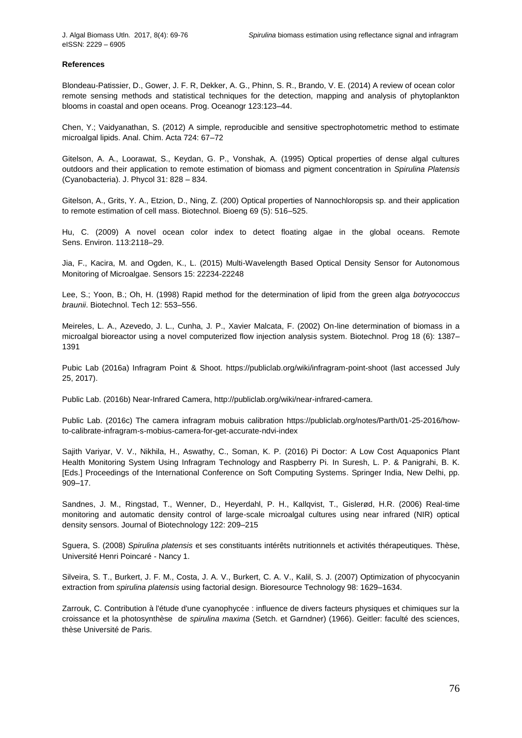**References**

Blondeau-Patissier, D., Gower, J. F. R, Dekker, A. G., Phinn, S. R., Brando, V. E. (2014) A review of ocean color remote sensing methods and statistical techniques for the detection, mapping and analysis of phytoplankton blooms in coastal and open oceans. Prog. Oceanogr 123:123–44.

Chen, Y.; Vaidyanathan, S. (2012) A simple, reproducible and sensitive spectrophotometric method to estimate microalgal lipids. Anal. Chim. Acta 724: 67–72

Gitelson, A. A., Loorawat, S., Keydan, G. P., Vonshak, A. (1995) Optical properties of dense algal cultures outdoors and their application to remote estimation of biomass and pigment concentration in *Spirulina Platensis* (Cyanobacteria). J. Phycol 31: 828 – 834.

Gitelson, A., Grits, Y. A., Etzion, D., Ning, Z. (200) Optical properties of Nannochloropsis sp. and their application to remote estimation of cell mass. Biotechnol. Bioeng 69 (5): 516–525.

Hu, C. (2009) A novel ocean color index to detect floating algae in the global oceans. Remote Sens. Environ. 113:2118–29.

Jia, F., Kacira, M. and Ogden, K., L. (2015) Multi-Wavelength Based Optical Density Sensor for Autonomous Monitoring of Microalgae. Sensors 15: 22234-22248

Lee, S.; Yoon, B.; Oh, H. (1998) Rapid method for the determination of lipid from the green alga *botryococcus braunii*. Biotechnol. Tech 12: 553–556.

Meireles, L. A., Azevedo, J. L., Cunha, J. P., Xavier Malcata, F. (2002) On-line determination of biomass in a microalgal bioreactor using a novel computerized flow injection analysis system. Biotechnol. Prog 18 (6): 1387–1391

Pubic Lab (2016a) Infragram Point & Shoot. https://publiclab.org/wiki/infragram-point-shoot (last accessed July 25, 2017).

Public Lab. (2016b) Near-Infrared Camera, http://publiclab.org/wiki/near-infrared-camera.

Public Lab. (2016c) The camera infragram mobuis calibration https://publiclab.org/notes/Parth/01-25-2016/how-to-calibrate-infragram-s-mobius-camera-for-get-accurate-ndvi-index

Sajith Variyar, V. V., Nikhila, H., Aswathy, C., Soman, K. P. (2016) Pi Doctor: A Low Cost Aquaponics Plant Health Monitoring System Using Infragram Technology and Raspberry Pi. In Suresh, L. P. & Panigrahi, B. K. [Eds.] Proceedings of the International Conference on Soft Computing Systems. Springer India, New Delhi, pp. 909–17.

Sandnes, J. M., Ringstad, T., Wenner, D., Heyerdahl, P. H., Kallqvist, T., Gislerød, H.R. (2006) Real-time monitoring and automatic density control of large-scale microalgal cultures using near infrared (NIR) optical density sensors. Journal of Biotechnology 122: 209–215

Sguera, S. (2008) *Spirulina platensis* et ses constituants intérêts nutritionnels et activités thérapeutiques. Thèse, Université Henri Poincaré - Nancy 1.

Silveira, S. T., Burkert, J. F. M., Costa, J. A. V., Burkert, C. A. V., Kalil, S. J. (2007) Optimization of phycocyanin extraction from *spirulina platensis* using factorial design. Bioresource Technology 98: 1629–1634.

Zarrouk, C. Contribution à l'étude d'une cyanophycée : influence de divers facteurs physiques et chimiques sur la croissance et la photosynthèse de *spirulina maxima* (Setch. et Garndner) (1966). Geitler: faculté des sciences, thèse Université de Paris.